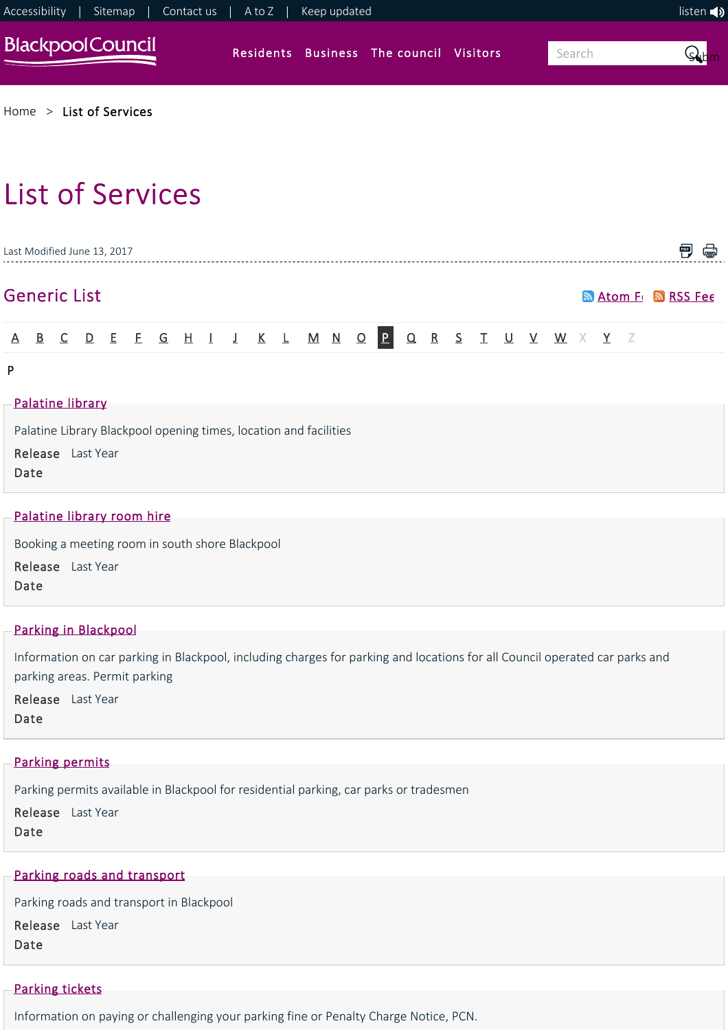Accessibility | Sitemap | Contact us | A to Z | Keep updated

listen

Residents Business The council Visitors

Home > List of Services

# List of Services

Last Modified June 13, 2017

## Generic List

Atom Feed RSS Feed

A B C D E F G H I J K L M N O P Q R S T U V W X Y Z

P

### Palatine library

Palatine Library Blackpool opening times, location and facilities

**Release Date** Last Year

### Palatine library room hire

Booking a meeting room in south shore Blackpool

**Release Date** Last Year

### Parking in Blackpool

Information on car parking in Blackpool, including charges for parking and locations for all Council operated car parks and parking areas. Permit parking

**Release Date** Last Year

### Parking permits

Parking permits available in Blackpool for residential parking, car parks or tradesmen

**Release Date** Last Year

### Parking roads and transport

Parking roads and transport in Blackpool

**Release Date** Last Year

### Parking tickets

Information on paying or challenging your parking fine or Penalty Charge Notice, PCN.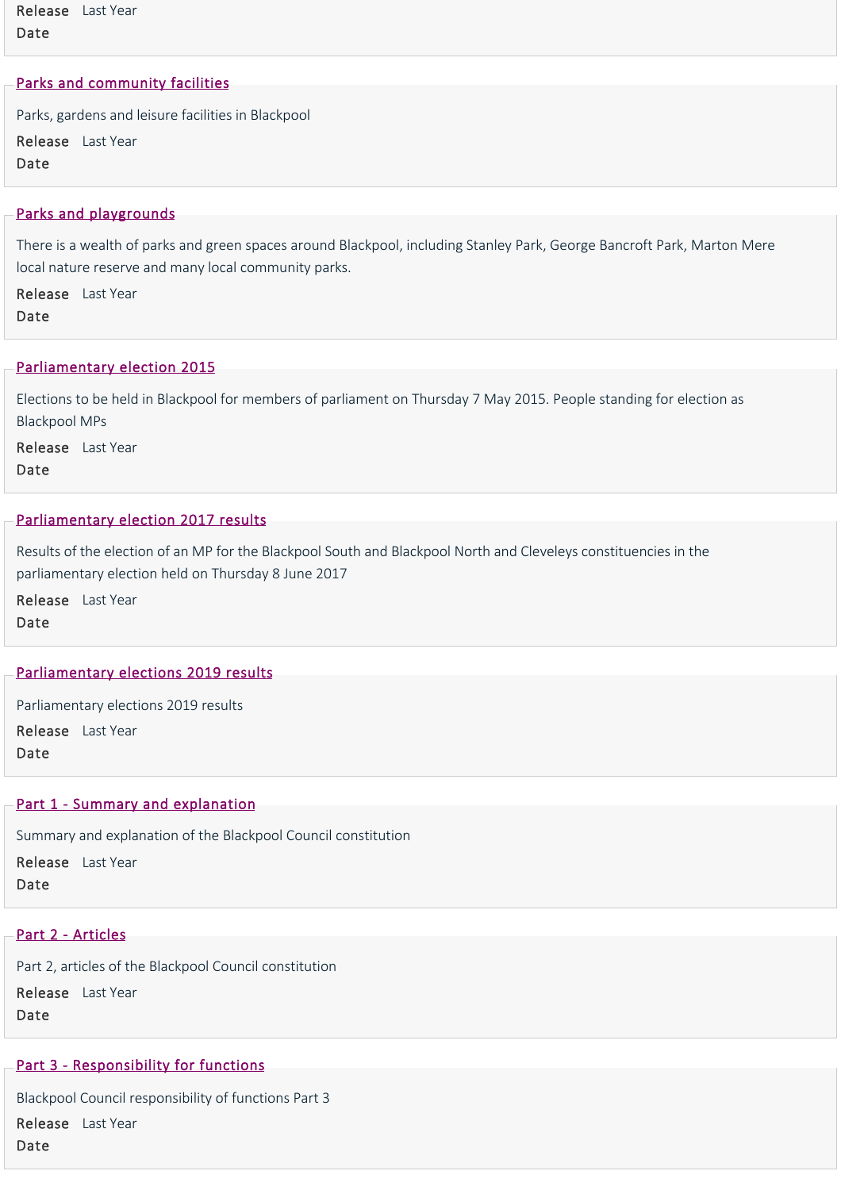Release Date Last Year

## Parks and community facilities

Parks, gardens and leisure facilities in Blackpool

Release Date Last Year

## Parks and playgrounds

There is a wealth of parks and green spaces around Blackpool, including Stanley Park, George Bancroft Park, Marton Mere local nature reserve and many local community parks.

Release Date Last Year

## Parliamentary election 2015

Elections to be held in Blackpool for members of parliament on Thursday 7 May 2015. People standing for election as Blackpool MPs

Release Date Last Year

## Parliamentary election 2017 results

Results of the election of an MP for the Blackpool South and Blackpool North and Cleveleys constituencies in the parliamentary election held on Thursday 8 June 2017

Release Date Last Year

## Parliamentary elections 2019 results

Parliamentary elections 2019 results

Release Date Last Year

## Part 1 - Summary and explanation

Summary and explanation of the Blackpool Council constitution

Release Date Last Year

## Part 2 - Articles

Part 2, articles of the Blackpool Council constitution

Release Date Last Year

## Part 3 - Responsibility for functions

Blackpool Council responsibility of functions Part 3

Release Date Last Year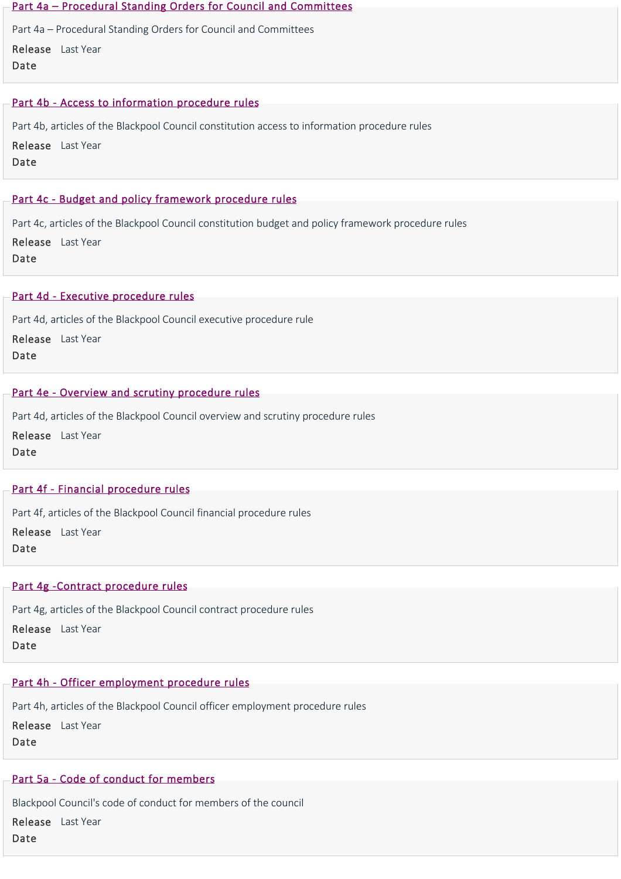## Part 4a – Procedural Standing Orders for Council and Committees

Part 4a – Procedural Standing Orders for Council and Committees

**Release Date** Last Year

## Part 4b - Access to information procedure rules

Part 4b, articles of the Blackpool Council constitution access to information procedure rules

**Release Date** Last Year

## Part 4c - Budget and policy framework procedure rules

Part 4c, articles of the Blackpool Council constitution budget and policy framework procedure rules

**Release Date** Last Year

## Part 4d - Executive procedure rules

Part 4d, articles of the Blackpool Council executive procedure rule

**Release Date** Last Year

## Part 4e - Overview and scrutiny procedure rules

Part 4d, articles of the Blackpool Council overview and scrutiny procedure rules

**Release Date** Last Year

## Part 4f - Financial procedure rules

Part 4f, articles of the Blackpool Council financial procedure rules

**Release Date** Last Year

## Part 4g -Contract procedure rules

Part 4g, articles of the Blackpool Council contract procedure rules

**Release Date** Last Year

## Part 4h - Officer employment procedure rules

Part 4h, articles of the Blackpool Council officer employment procedure rules

**Release Date** Last Year

## Part 5a - Code of conduct for members

Blackpool Council's code of conduct for members of the council

**Release Date** Last Year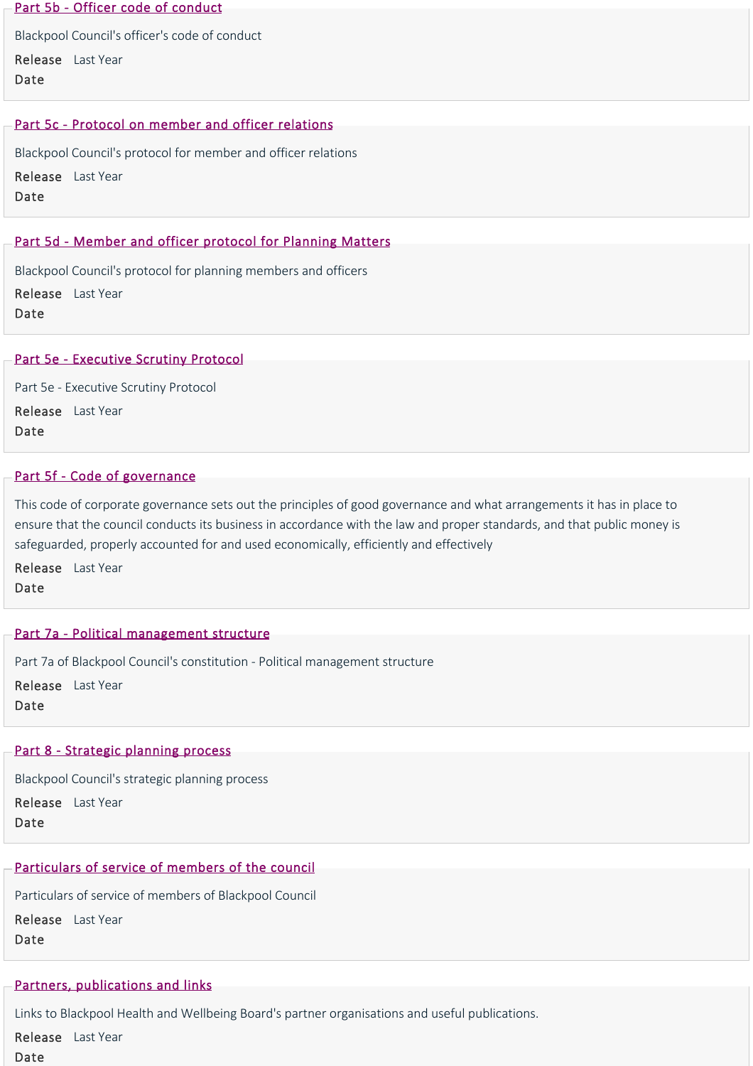## [Part 5b - Officer code of conduct]

Blackpool Council's officer's code of conduct

**Release Date** Last Year

## [Part 5c - Protocol on member and officer relations]

Blackpool Council's protocol for member and officer relations

**Release Date** Last Year

## [Part 5d - Member and officer protocol for Planning Matters]

Blackpool Council's protocol for planning members and officers

**Release Date** Last Year

## [Part 5e - Executive Scrutiny Protocol]

Part 5e - Executive Scrutiny Protocol

**Release Date** Last Year

## [Part 5f - Code of governance]

This code of corporate governance sets out the principles of good governance and what arrangements it has in place to ensure that the council conducts its business in accordance with the law and proper standards, and that public money is safeguarded, properly accounted for and used economically, efficiently and effectively

**Release Date** Last Year

## [Part 7a - Political management structure]

Part 7a of Blackpool Council's constitution - Political management structure

**Release Date** Last Year

## [Part 8 - Strategic planning process]

Blackpool Council's strategic planning process

**Release Date** Last Year

## [Particulars of service of members of the council]

Particulars of service of members of Blackpool Council

**Release Date** Last Year

## [Partners, publications and links]

Links to Blackpool Health and Wellbeing Board's partner organisations and useful publications.

**Release Date** Last Year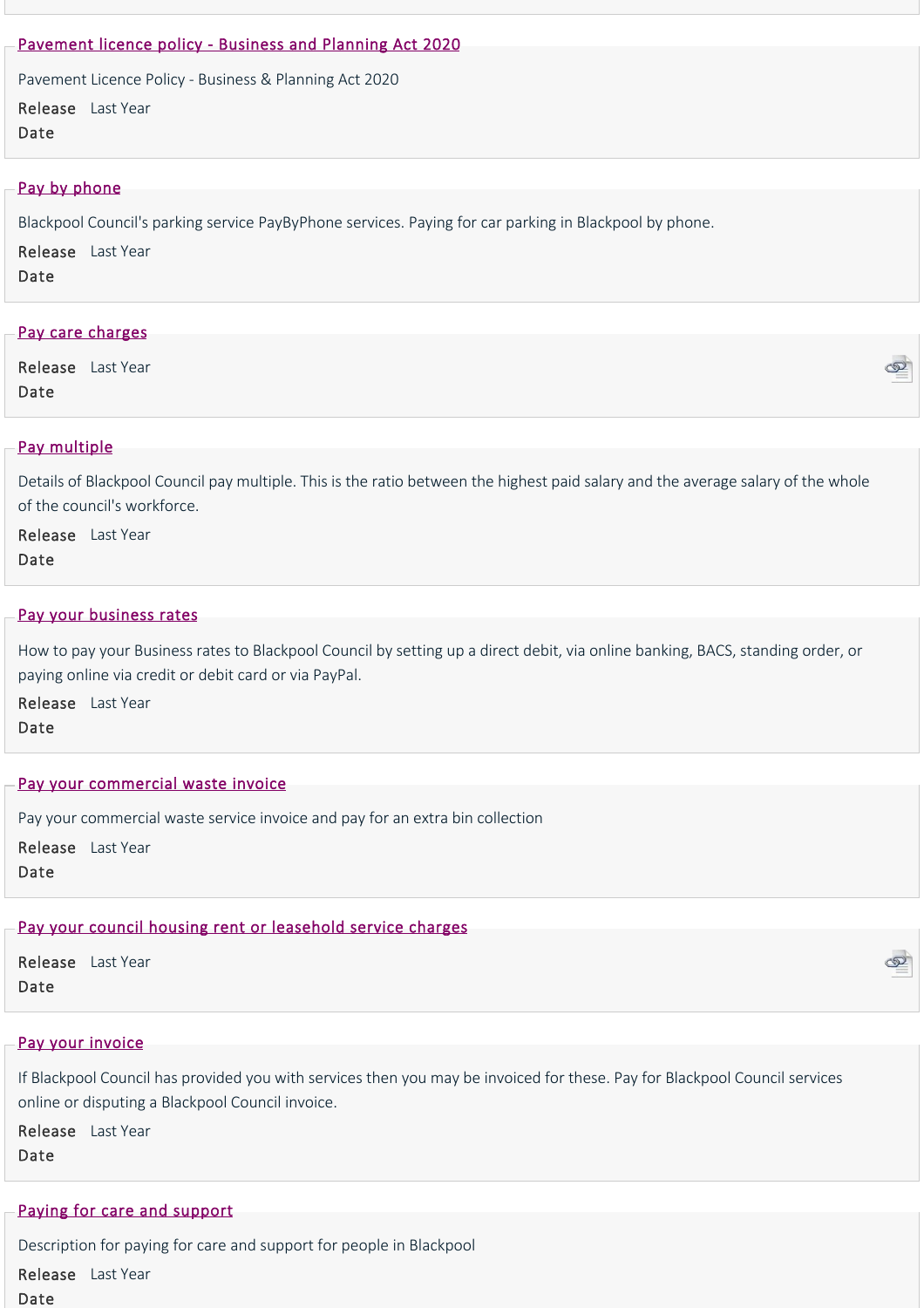## Pavement licence policy - Business and Planning Act 2020

Pavement Licence Policy - Business & Planning Act 2020

**Release Date** Last Year

## Pay by phone

Blackpool Council's parking service PayByPhone services. Paying for car parking in Blackpool by phone.

**Release Date** Last Year

## Pay care charges

**Release Date** Last Year

## Pay multiple

Details of Blackpool Council pay multiple. This is the ratio between the highest paid salary and the average salary of the whole of the council's workforce.

**Release Date** Last Year

## Pay your business rates

How to pay your Business rates to Blackpool Council by setting up a direct debit, via online banking, BACS, standing order, or paying online via credit or debit card or via PayPal.

**Release Date** Last Year

## Pay your commercial waste invoice

Pay your commercial waste service invoice and pay for an extra bin collection

**Release Date** Last Year

## Pay your council housing rent or leasehold service charges

**Release Date** Last Year

## Pay your invoice

If Blackpool Council has provided you with services then you may be invoiced for these. Pay for Blackpool Council services online or disputing a Blackpool Council invoice.

**Release Date** Last Year

## Paying for care and support

Description for paying for care and support for people in Blackpool

**Release Date** Last Year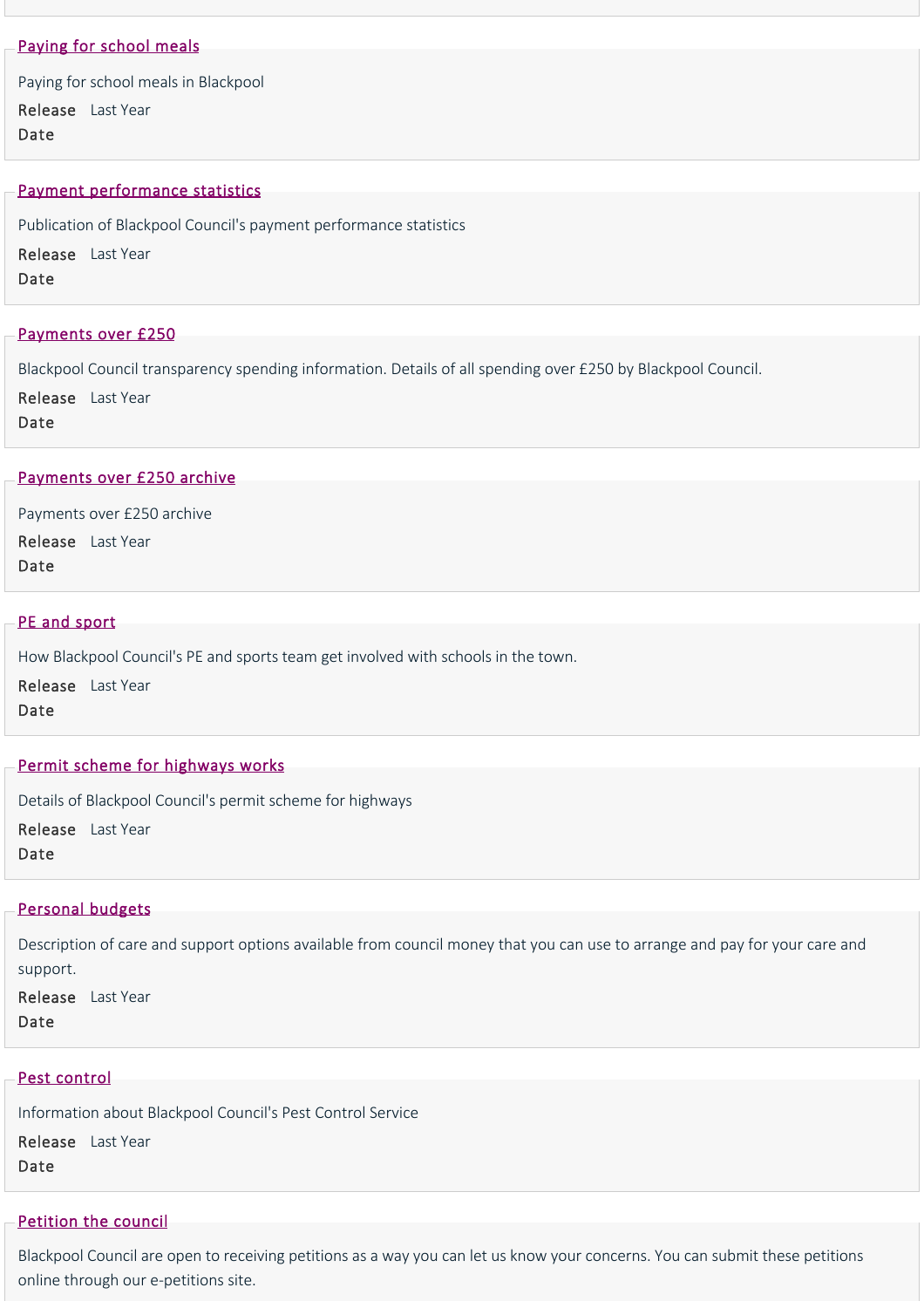## Paying for school meals

Paying for school meals in Blackpool

**Release Date** Last Year

## Payment performance statistics

Publication of Blackpool Council's payment performance statistics

**Release Date** Last Year

## Payments over £250

Blackpool Council transparency spending information. Details of all spending over £250 by Blackpool Council.

**Release Date** Last Year

## Payments over £250 archive

Payments over £250 archive

**Release Date** Last Year

## PE and sport

How Blackpool Council's PE and sports team get involved with schools in the town.

**Release Date** Last Year

## Permit scheme for highways works

Details of Blackpool Council's permit scheme for highways

**Release Date** Last Year

## Personal budgets

Description of care and support options available from council money that you can use to arrange and pay for your care and support.

**Release Date** Last Year

## Pest control

Information about Blackpool Council's Pest Control Service

**Release Date** Last Year

## Petition the council

Blackpool Council are open to receiving petitions as a way you can let us know your concerns. You can submit these petitions online through our e-petitions site.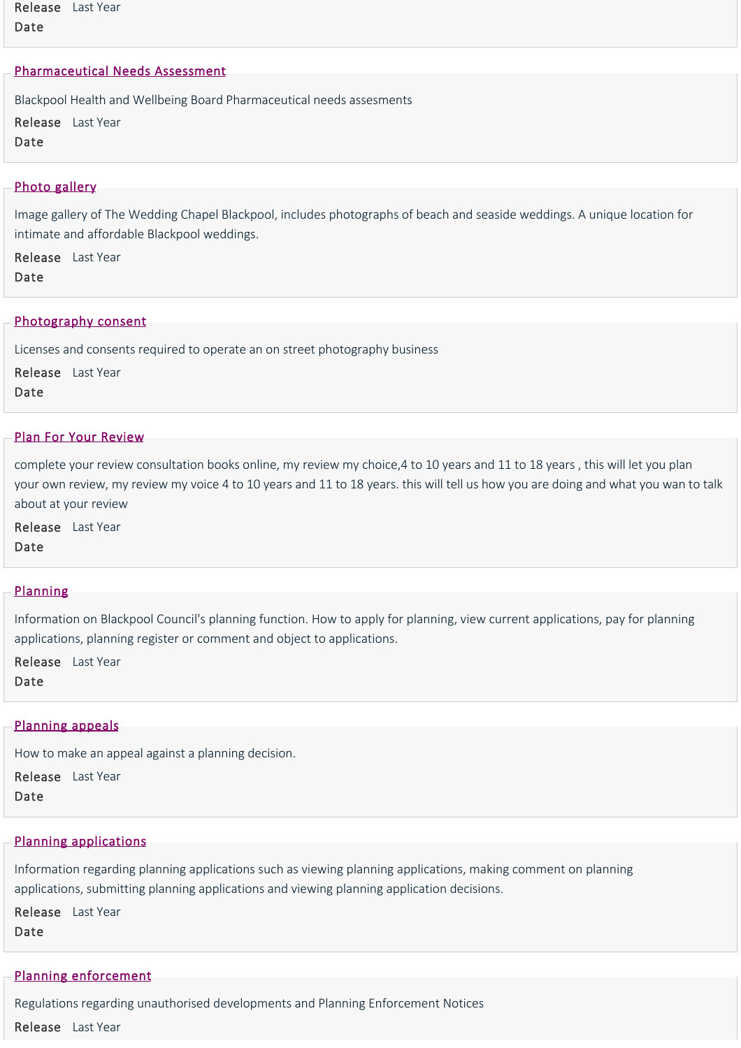**Release Date** Last Year

## Pharmaceutical Needs Assessment

Blackpool Health and Wellbeing Board Pharmaceutical needs assesments

**Release Date** Last Year

## Photo gallery

Image gallery of The Wedding Chapel Blackpool, includes photographs of beach and seaside weddings. A unique location for intimate and affordable Blackpool weddings.

**Release Date** Last Year

## Photography consent

Licenses and consents required to operate an on street photography business

**Release Date** Last Year

## Plan For Your Review

complete your review consultation books online, my review my choice,4 to 10 years and 11 to 18 years , this will let you plan your own review, my review my voice 4 to 10 years and 11 to 18 years. this will tell us how you are doing and what you wan to talk about at your review

**Release Date** Last Year

## Planning

Information on Blackpool Council's planning function. How to apply for planning, view current applications, pay for planning applications, planning register or comment and object to applications.

**Release Date** Last Year

## Planning appeals

How to make an appeal against a planning decision.

**Release Date** Last Year

## Planning applications

Information regarding planning applications such as viewing planning applications, making comment on planning applications, submitting planning applications and viewing planning application decisions.

**Release Date** Last Year

## Planning enforcement

Regulations regarding unauthorised developments and Planning Enforcement Notices

**Release** Last Year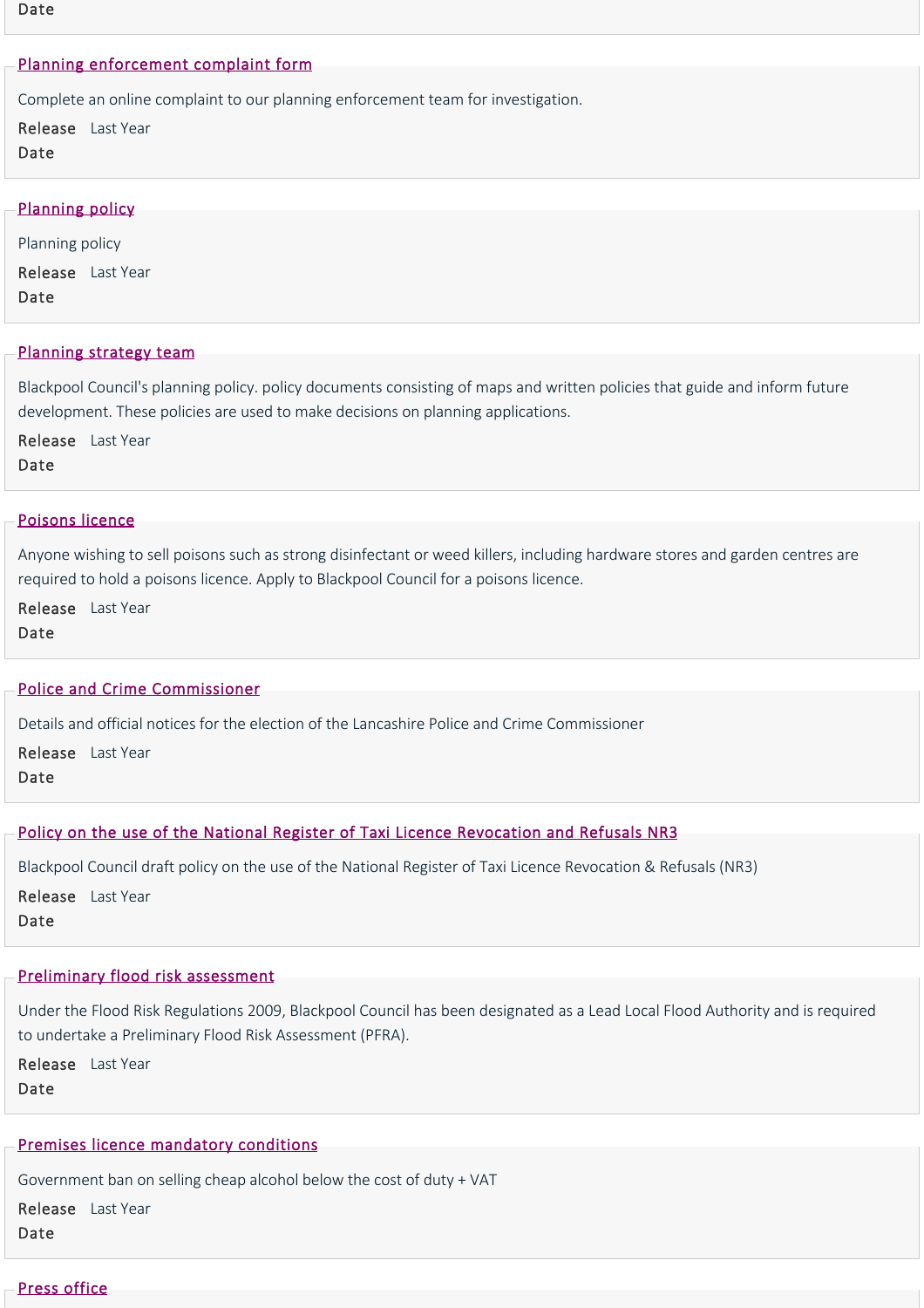Date

## Planning enforcement complaint form

Complete an online complaint to our planning enforcement team for investigation.

**Release Date** Last Year

## Planning policy

Planning policy

**Release Date** Last Year

## Planning strategy team

Blackpool Council's planning policy. policy documents consisting of maps and written policies that guide and inform future development. These policies are used to make decisions on planning applications.

**Release Date** Last Year

## Poisons licence

Anyone wishing to sell poisons such as strong disinfectant or weed killers, including hardware stores and garden centres are required to hold a poisons licence. Apply to Blackpool Council for a poisons licence.

**Release Date** Last Year

## Police and Crime Commissioner

Details and official notices for the election of the Lancashire Police and Crime Commissioner

**Release Date** Last Year

## Policy on the use of the National Register of Taxi Licence Revocation and Refusals NR3

Blackpool Council draft policy on the use of the National Register of Taxi Licence Revocation & Refusals (NR3)

**Release Date** Last Year

## Preliminary flood risk assessment

Under the Flood Risk Regulations 2009, Blackpool Council has been designated as a Lead Local Flood Authority and is required to undertake a Preliminary Flood Risk Assessment (PFRA).

**Release Date** Last Year

## Premises licence mandatory conditions

Government ban on selling cheap alcohol below the cost of duty + VAT

**Release Date** Last Year

## Press office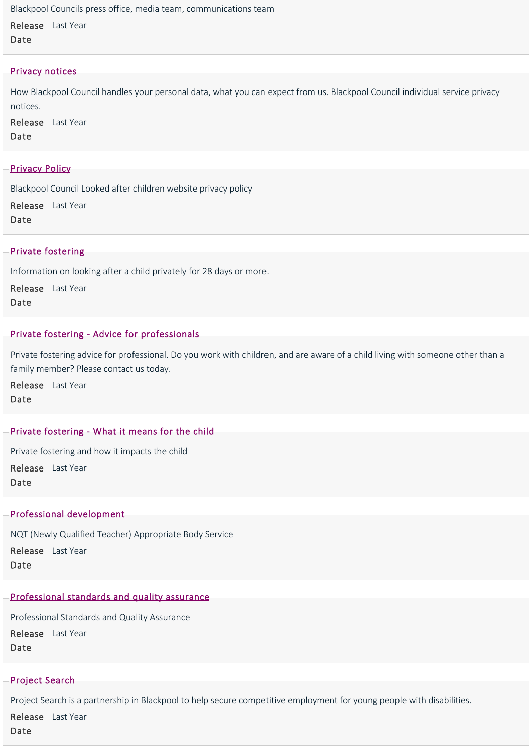Blackpool Councils press office, media team, communications team

**Release Date** Last Year

## [Privacy notices]

How Blackpool Council handles your personal data, what you can expect from us. Blackpool Council individual service privacy notices.

**Release Date** Last Year

## [Privacy Policy]

Blackpool Council Looked after children website privacy policy

**Release Date** Last Year

## [Private fostering]

Information on looking after a child privately for 28 days or more.

**Release Date** Last Year

## [Private fostering - Advice for professionals]

Private fostering advice for professional. Do you work with children, and are aware of a child living with someone other than a family member? Please contact us today.

**Release Date** Last Year

## [Private fostering - What it means for the child]

Private fostering and how it impacts the child

**Release Date** Last Year

## [Professional development]

NQT (Newly Qualified Teacher) Appropriate Body Service

**Release Date** Last Year

## [Professional standards and quality assurance]

Professional Standards and Quality Assurance

**Release Date** Last Year

## [Project Search]

Project Search is a partnership in Blackpool to help secure competitive employment for young people with disabilities.

**Release Date** Last Year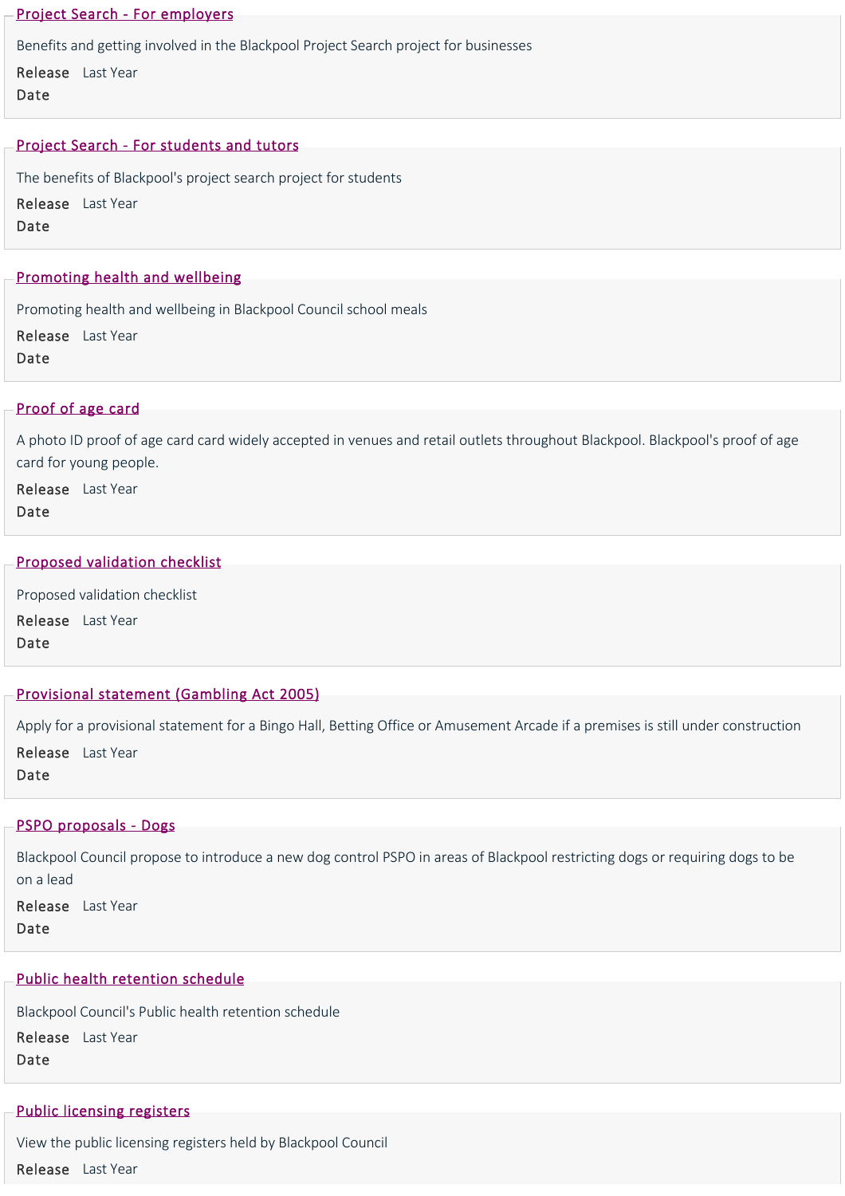[Project Search - For employers]

Benefits and getting involved in the Blackpool Project Search project for businesses

**Release Date** Last Year

[Project Search - For students and tutors]

The benefits of Blackpool's project search project for students

**Release Date** Last Year

[Promoting health and wellbeing]

Promoting health and wellbeing in Blackpool Council school meals

**Release Date** Last Year

[Proof of age card]

A photo ID proof of age card card widely accepted in venues and retail outlets throughout Blackpool. Blackpool's proof of age card for young people.

**Release Date** Last Year

[Proposed validation checklist]

Proposed validation checklist

**Release Date** Last Year

[Provisional statement (Gambling Act 2005)]

Apply for a provisional statement for a Bingo Hall, Betting Office or Amusement Arcade if a premises is still under construction

**Release Date** Last Year

[PSPO proposals - Dogs]

Blackpool Council propose to introduce a new dog control PSPO in areas of Blackpool restricting dogs or requiring dogs to be on a lead

**Release Date** Last Year

[Public health retention schedule]

Blackpool Council's Public health retention schedule

**Release Date** Last Year

[Public licensing registers]

View the public licensing registers held by Blackpool Council

**Release** Last Year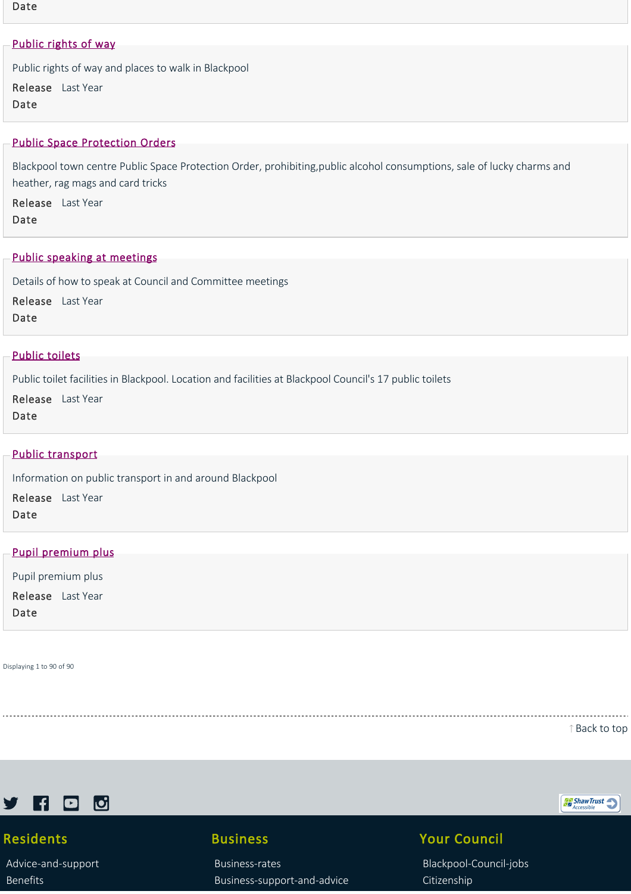Date

### Public rights of way

Public rights of way and places to walk in Blackpool

**Release Date** Last Year

### Public Space Protection Orders

Blackpool town centre Public Space Protection Order, prohibiting,public alcohol consumptions, sale of lucky charms and heather, rag mags and card tricks

**Release Date** Last Year

### Public speaking at meetings

Details of how to speak at Council and Committee meetings

**Release Date** Last Year

### Public toilets

Public toilet facilities in Blackpool. Location and facilities at Blackpool Council's 17 public toilets

**Release Date** Last Year

### Public transport

Information on public transport in and around Blackpool

**Release Date** Last Year

### Pupil premium plus

Pupil premium plus

**Release Date** Last Year

Displaying 1 to 90 of 90

↑ Back to top

## Residents

- Advice-and-support
- Benefits

## Business

- Business-rates
- Business-support-and-advice

## Your Council

- Blackpool-Council-jobs
- Citizenship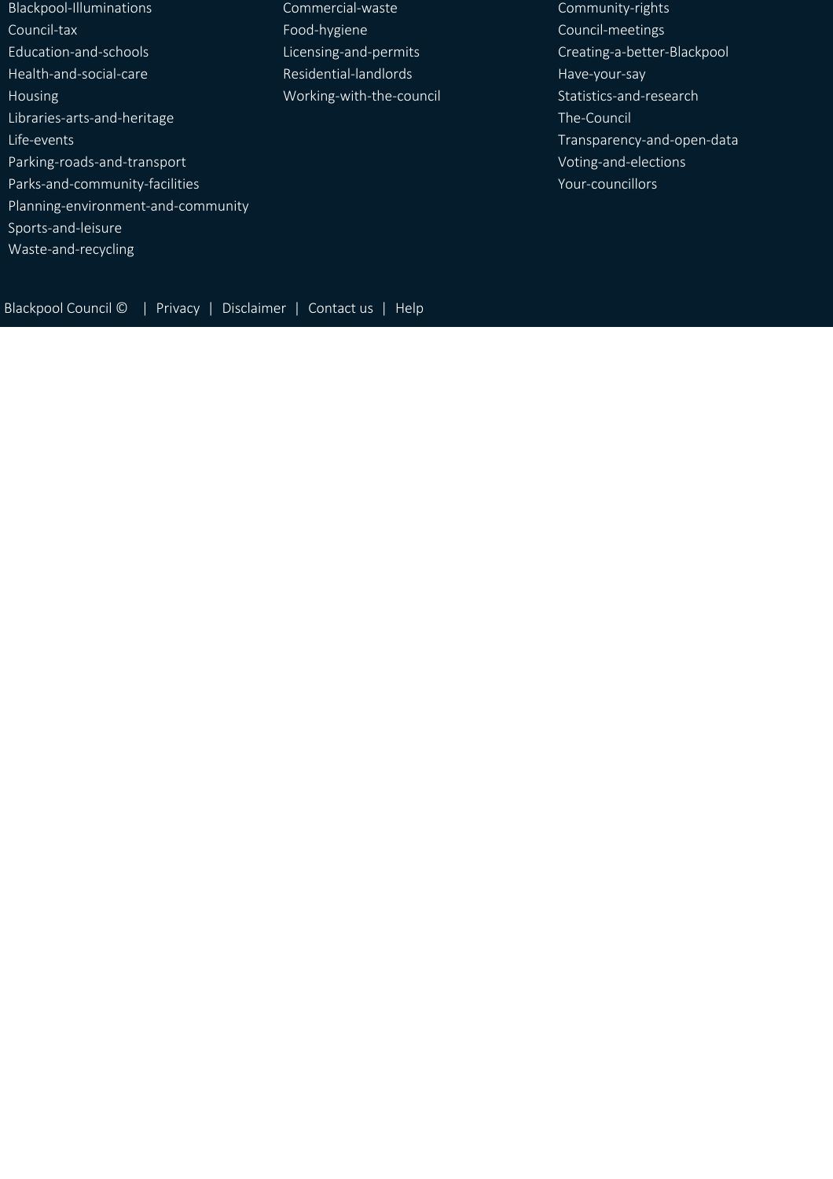- Blackpool-Illuminations
- Council-tax
- Education-and-schools
- Health-and-social-care
- Housing
- Libraries-arts-and-heritage
- Life-events
- Parking-roads-and-transport
- Parks-and-community-facilities
- Planning-environment-and-community
- Sports-and-leisure
- Waste-and-recycling

- Commercial-waste
- Food-hygiene
- Licensing-and-permits
- Residential-landlords
- Working-with-the-council

- Community-rights
- Council-meetings
- Creating-a-better-Blackpool
- Have-your-say
- Statistics-and-research
- The-Council
- Transparency-and-open-data
- Voting-and-elections
- Your-councillors

Blackpool Council © | Privacy | Disclaimer | Contact us | Help